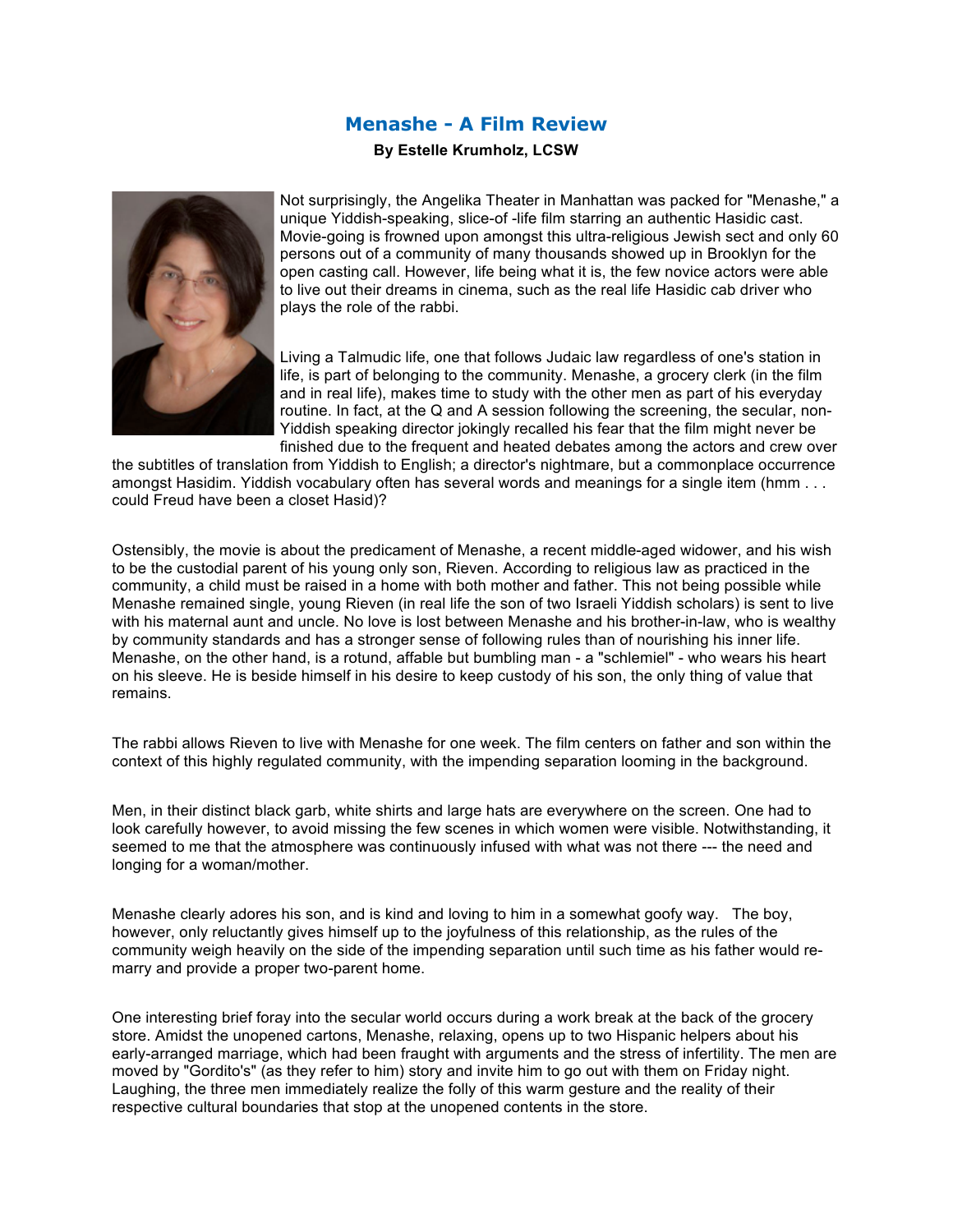# Menashe - A Film Review

**By Estelle Krumholz, LCSW**

Not surprisingly, the Angelika Theater in Manhattan was packed for "Menashe," a unique Yiddish-speaking, slice-of -life film starring an authentic Hasidic cast. Movie-going is frowned upon amongst this ultra-religious Jewish sect and only 60 persons out of a community of many thousands showed up in Brooklyn for the open casting call. However, life being what it is, the few novice actors were able to live out their dreams in cinema, such as the real life Hasidic cab driver who plays the role of the rabbi.

Living a Talmudic life, one that follows Judaic law regardless of one's station in life, is part of belonging to the community. Menashe, a grocery clerk (in the film and in real life), makes time to study with the other men as part of his everyday routine. In fact, at the Q and A session following the screening, the secular, non-Yiddish speaking director jokingly recalled his fear that the film might never be finished due to the frequent and heated debates among the actors and crew over the subtitles of translation from Yiddish to English; a director's nightmare, but a commonplace occurrence amongst Hasidim. Yiddish vocabulary often has several words and meanings for a single item (hmm . . . could Freud have been a closet Hasid)?

Ostensibly, the movie is about the predicament of Menashe, a recent middle-aged widower, and his wish to be the custodial parent of his young only son, Rieven. According to religious law as practiced in the community, a child must be raised in a home with both mother and father. This not being possible while Menashe remained single, young Rieven (in real life the son of two Israeli Yiddish scholars) is sent to live with his maternal aunt and uncle. No love is lost between Menashe and his brother-in-law, who is wealthy by community standards and has a stronger sense of following rules than of nourishing his inner life. Menashe, on the other hand, is a rotund, affable but bumbling man - a "schlemiel" - who wears his heart on his sleeve. He is beside himself in his desire to keep custody of his son, the only thing of value that remains.

The rabbi allows Rieven to live with Menashe for one week. The film centers on father and son within the context of this highly regulated community, with the impending separation looming in the background.

Men, in their distinct black garb, white shirts and large hats are everywhere on the screen. One had to look carefully however, to avoid missing the few scenes in which women were visible. Notwithstanding, it seemed to me that the atmosphere was continuously infused with what was not there --- the need and longing for a woman/mother.

Menashe clearly adores his son, and is kind and loving to him in a somewhat goofy way. The boy, however, only reluctantly gives himself up to the joyfulness of this relationship, as the rules of the community weigh heavily on the side of the impending separation until such time as his father would re-marry and provide a proper two-parent home.

One interesting brief foray into the secular world occurs during a work break at the back of the grocery store. Amidst the unopened cartons, Menashe, relaxing, opens up to two Hispanic helpers about his early-arranged marriage, which had been fraught with arguments and the stress of infertility. The men are moved by "Gordito's" (as they refer to him) story and invite him to go out with them on Friday night. Laughing, the three men immediately realize the folly of this warm gesture and the reality of their respective cultural boundaries that stop at the unopened contents in the store.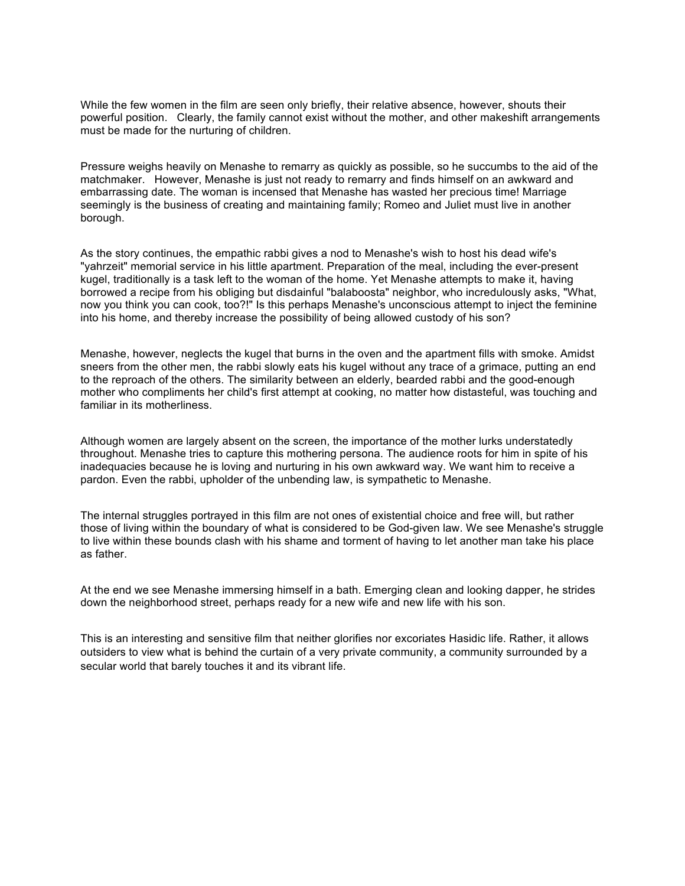While the few women in the film are seen only briefly, their relative absence, however, shouts their powerful position. Clearly, the family cannot exist without the mother, and other makeshift arrangements must be made for the nurturing of children.

Pressure weighs heavily on Menashe to remarry as quickly as possible, so he succumbs to the aid of the matchmaker. However, Menashe is just not ready to remarry and finds himself on an awkward and embarrassing date. The woman is incensed that Menashe has wasted her precious time! Marriage seemingly is the business of creating and maintaining family; Romeo and Juliet must live in another borough.

As the story continues, the empathic rabbi gives a nod to Menashe's wish to host his dead wife's "yahrzeit" memorial service in his little apartment. Preparation of the meal, including the ever-present kugel, traditionally is a task left to the woman of the home. Yet Menashe attempts to make it, having borrowed a recipe from his obliging but disdainful "balaboosta" neighbor, who incredulously asks, "What, now you think you can cook, too?!" Is this perhaps Menashe's unconscious attempt to inject the feminine into his home, and thereby increase the possibility of being allowed custody of his son?

Menashe, however, neglects the kugel that burns in the oven and the apartment fills with smoke. Amidst sneers from the other men, the rabbi slowly eats his kugel without any trace of a grimace, putting an end to the reproach of the others. The similarity between an elderly, bearded rabbi and the good-enough mother who compliments her child's first attempt at cooking, no matter how distasteful, was touching and familiar in its motherliness.

Although women are largely absent on the screen, the importance of the mother lurks understatedly throughout. Menashe tries to capture this mothering persona. The audience roots for him in spite of his inadequacies because he is loving and nurturing in his own awkward way. We want him to receive a pardon. Even the rabbi, upholder of the unbending law, is sympathetic to Menashe.

The internal struggles portrayed in this film are not ones of existential choice and free will, but rather those of living within the boundary of what is considered to be God-given law. We see Menashe's struggle to live within these bounds clash with his shame and torment of having to let another man take his place as father.

At the end we see Menashe immersing himself in a bath. Emerging clean and looking dapper, he strides down the neighborhood street, perhaps ready for a new wife and new life with his son.

This is an interesting and sensitive film that neither glorifies nor excoriates Hasidic life. Rather, it allows outsiders to view what is behind the curtain of a very private community, a community surrounded by a secular world that barely touches it and its vibrant life.